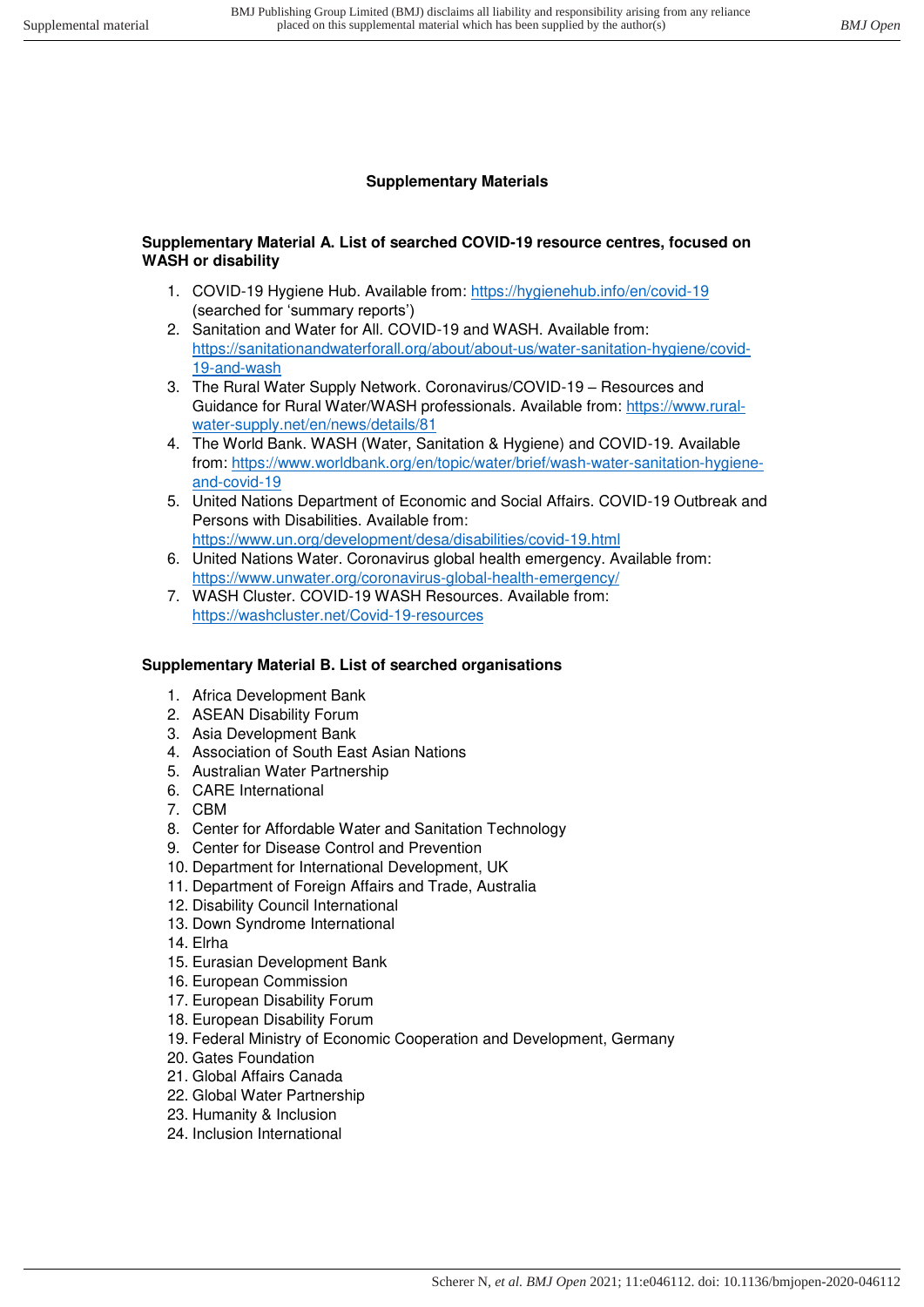**Supplementary Materials**

**Supplementary Material A. List of searched COVID-19 resource centres, focused on WASH or disability**

1. COVID-19 Hygiene Hub. Available from: https://hygienehub.info/en/covid-19 (searched for 'summary reports')
2. Sanitation and Water for All. COVID-19 and WASH. Available from: https://sanitationandwaterforall.org/about/about-us/water-sanitation-hygiene/covid-19-and-wash
3. The Rural Water Supply Network. Coronavirus/COVID-19 – Resources and Guidance for Rural Water/WASH professionals. Available from: https://www.rural-water-supply.net/en/news/details/81
4. The World Bank. WASH (Water, Sanitation & Hygiene) and COVID-19. Available from: https://www.worldbank.org/en/topic/water/brief/wash-water-sanitation-hygiene-and-covid-19
5. United Nations Department of Economic and Social Affairs. COVID-19 Outbreak and Persons with Disabilities. Available from: https://www.un.org/development/desa/disabilities/covid-19.html
6. United Nations Water. Coronavirus global health emergency. Available from: https://www.unwater.org/coronavirus-global-health-emergency/
7. WASH Cluster. COVID-19 WASH Resources. Available from: https://washcluster.net/Covid-19-resources

**Supplementary Material B. List of searched organisations**

1. Africa Development Bank
2. ASEAN Disability Forum
3. Asia Development Bank
4. Association of South East Asian Nations
5. Australian Water Partnership
6. CARE International
7. CBM
8. Center for Affordable Water and Sanitation Technology
9. Center for Disease Control and Prevention
10. Department for International Development, UK
11. Department of Foreign Affairs and Trade, Australia
12. Disability Council International
13. Down Syndrome International
14. Elrha
15. Eurasian Development Bank
16. European Commission
17. European Disability Forum
18. European Disability Forum
19. Federal Ministry of Economic Cooperation and Development, Germany
20. Gates Foundation
21. Global Affairs Canada
22. Global Water Partnership
23. Humanity & Inclusion
24. Inclusion International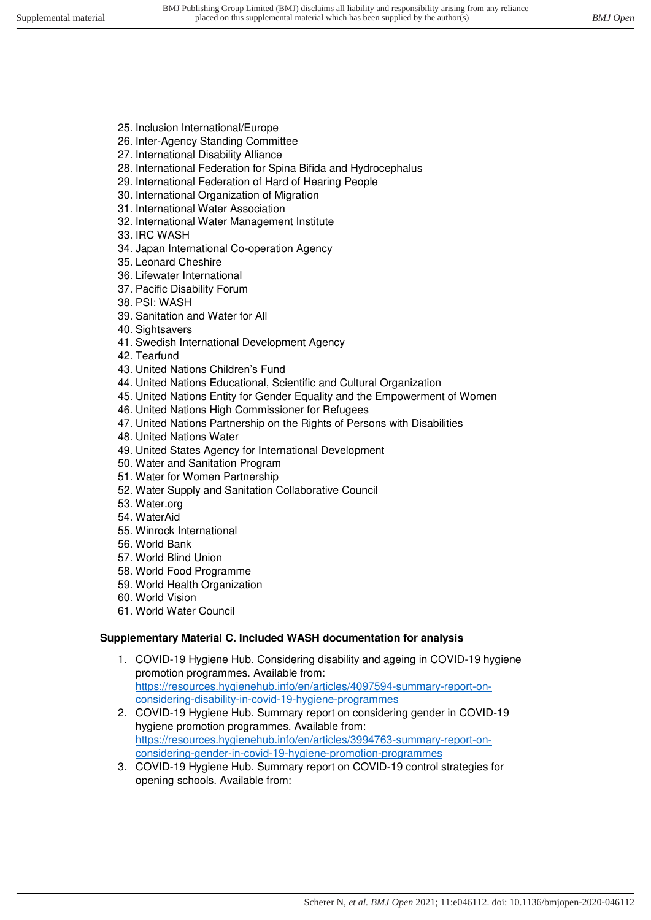25. Inclusion International/Europe
26. Inter-Agency Standing Committee
27. International Disability Alliance
28. International Federation for Spina Bifida and Hydrocephalus
29. International Federation of Hard of Hearing People
30. International Organization of Migration
31. International Water Association
32. International Water Management Institute
33. IRC WASH
34. Japan International Co-operation Agency
35. Leonard Cheshire
36. Lifewater International
37. Pacific Disability Forum
38. PSI: WASH
39. Sanitation and Water for All
40. Sightsavers
41. Swedish International Development Agency
42. Tearfund
43. United Nations Children's Fund
44. United Nations Educational, Scientific and Cultural Organization
45. United Nations Entity for Gender Equality and the Empowerment of Women
46. United Nations High Commissioner for Refugees
47. United Nations Partnership on the Rights of Persons with Disabilities
48. United Nations Water
49. United States Agency for International Development
50. Water and Sanitation Program
51. Water for Women Partnership
52. Water Supply and Sanitation Collaborative Council
53. Water.org
54. WaterAid
55. Winrock International
56. World Bank
57. World Blind Union
58. World Food Programme
59. World Health Organization
60. World Vision
61. World Water Council

**Supplementary Material C. Included WASH documentation for analysis**

1. COVID-19 Hygiene Hub. Considering disability and ageing in COVID-19 hygiene promotion programmes. Available from: https://resources.hygienehub.info/en/articles/4097594-summary-report-on-considering-disability-in-covid-19-hygiene-programmes
2. COVID-19 Hygiene Hub. Summary report on considering gender in COVID-19 hygiene promotion programmes. Available from: https://resources.hygienehub.info/en/articles/3994763-summary-report-on-considering-gender-in-covid-19-hygiene-promotion-programmes
3. COVID-19 Hygiene Hub. Summary report on COVID-19 control strategies for opening schools. Available from: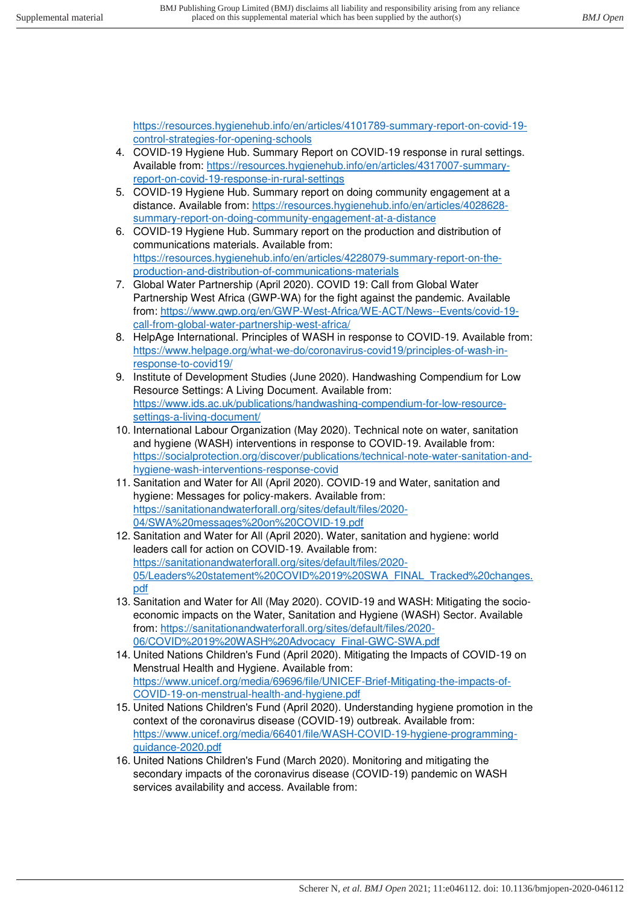https://resources.hygienehub.info/en/articles/4101789-summary-report-on-covid-19-control-strategies-for-opening-schools

4. COVID-19 Hygiene Hub. Summary Report on COVID-19 response in rural settings. Available from: https://resources.hygienehub.info/en/articles/4317007-summary-report-on-covid-19-response-in-rural-settings
5. COVID-19 Hygiene Hub. Summary report on doing community engagement at a distance. Available from: https://resources.hygienehub.info/en/articles/4028628-summary-report-on-doing-community-engagement-at-a-distance
6. COVID-19 Hygiene Hub. Summary report on the production and distribution of communications materials. Available from: https://resources.hygienehub.info/en/articles/4228079-summary-report-on-the-production-and-distribution-of-communications-materials
7. Global Water Partnership (April 2020). COVID 19: Call from Global Water Partnership West Africa (GWP-WA) for the fight against the pandemic. Available from: https://www.gwp.org/en/GWP-West-Africa/WE-ACT/News--Events/covid-19-call-from-global-water-partnership-west-africa/
8. HelpAge International. Principles of WASH in response to COVID-19. Available from: https://www.helpage.org/what-we-do/coronavirus-covid19/principles-of-wash-in-response-to-covid19/
9. Institute of Development Studies (June 2020). Handwashing Compendium for Low Resource Settings: A Living Document. Available from: https://www.ids.ac.uk/publications/handwashing-compendium-for-low-resource-settings-a-living-document/
10. International Labour Organization (May 2020). Technical note on water, sanitation and hygiene (WASH) interventions in response to COVID-19. Available from: https://socialprotection.org/discover/publications/technical-note-water-sanitation-and-hygiene-wash-interventions-response-covid
11. Sanitation and Water for All (April 2020). COVID-19 and Water, sanitation and hygiene: Messages for policy-makers. Available from: https://sanitationandwaterforall.org/sites/default/files/2020-04/SWA%20messages%20on%20COVID-19.pdf
12. Sanitation and Water for All (April 2020). Water, sanitation and hygiene: world leaders call for action on COVID-19. Available from: https://sanitationandwaterforall.org/sites/default/files/2020-05/Leaders%20statement%20COVID%2019%20SWA_FINAL_Tracked%20changes.pdf
13. Sanitation and Water for All (May 2020). COVID-19 and WASH: Mitigating the socio-economic impacts on the Water, Sanitation and Hygiene (WASH) Sector. Available from: https://sanitationandwaterforall.org/sites/default/files/2020-06/COVID%2019%20WASH%20Advocacy_Final-GWC-SWA.pdf
14. United Nations Children's Fund (April 2020). Mitigating the Impacts of COVID-19 on Menstrual Health and Hygiene. Available from: https://www.unicef.org/media/69696/file/UNICEF-Brief-Mitigating-the-impacts-of-COVID-19-on-menstrual-health-and-hygiene.pdf
15. United Nations Children's Fund (April 2020). Understanding hygiene promotion in the context of the coronavirus disease (COVID-19) outbreak. Available from: https://www.unicef.org/media/66401/file/WASH-COVID-19-hygiene-programming-guidance-2020.pdf
16. United Nations Children's Fund (March 2020). Monitoring and mitigating the secondary impacts of the coronavirus disease (COVID-19) pandemic on WASH services availability and access. Available from: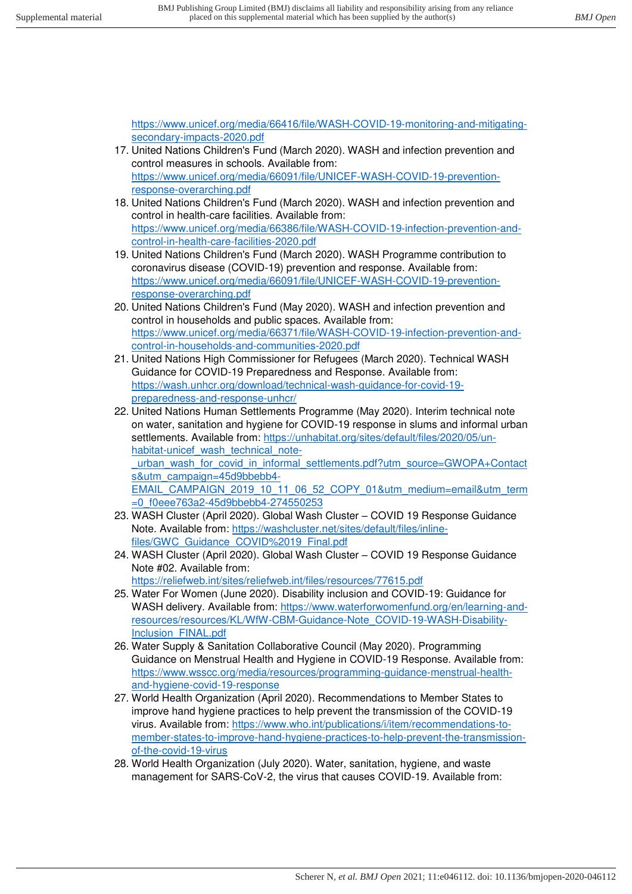https://www.unicef.org/media/66416/file/WASH-COVID-19-monitoring-and-mitigating-secondary-impacts-2020.pdf

17. United Nations Children's Fund (March 2020). WASH and infection prevention and control measures in schools. Available from: https://www.unicef.org/media/66091/file/UNICEF-WASH-COVID-19-prevention-response-overarching.pdf
18. United Nations Children's Fund (March 2020). WASH and infection prevention and control in health-care facilities. Available from: https://www.unicef.org/media/66386/file/WASH-COVID-19-infection-prevention-and-control-in-health-care-facilities-2020.pdf
19. United Nations Children's Fund (March 2020). WASH Programme contribution to coronavirus disease (COVID-19) prevention and response. Available from: https://www.unicef.org/media/66091/file/UNICEF-WASH-COVID-19-prevention-response-overarching.pdf
20. United Nations Children's Fund (May 2020). WASH and infection prevention and control in households and public spaces. Available from: https://www.unicef.org/media/66371/file/WASH-COVID-19-infection-prevention-and-control-in-households-and-communities-2020.pdf
21. United Nations High Commissioner for Refugees (March 2020). Technical WASH Guidance for COVID-19 Preparedness and Response. Available from: https://wash.unhcr.org/download/technical-wash-guidance-for-covid-19-preparedness-and-response-unhcr/
22. United Nations Human Settlements Programme (May 2020). Interim technical note on water, sanitation and hygiene for COVID-19 response in slums and informal urban settlements. Available from: https://unhabitat.org/sites/default/files/2020/05/un-habitat-unicef_wash_technical_note-_urban_wash_for_covid_in_informal_settlements.pdf?utm_source=GWOPA+Contacts&utm_campaign=45d9bbebb4-EMAIL_CAMPAIGN_2019_10_11_06_52_COPY_01&utm_medium=email&utm_term=0_f0eee763a2-45d9bbebb4-274550253
23. WASH Cluster (April 2020). Global Wash Cluster – COVID 19 Response Guidance Note. Available from: https://washcluster.net/sites/default/files/inline-files/GWC_Guidance_COVID%2019_Final.pdf
24. WASH Cluster (April 2020). Global Wash Cluster – COVID 19 Response Guidance Note #02. Available from: https://reliefweb.int/sites/reliefweb.int/files/resources/77615.pdf
25. Water For Women (June 2020). Disability inclusion and COVID-19: Guidance for WASH delivery. Available from: https://www.waterforwomenfund.org/en/learning-and-resources/resources/KL/WfW-CBM-Guidance-Note_COVID-19-WASH-Disability-Inclusion_FINAL.pdf
26. Water Supply & Sanitation Collaborative Council (May 2020). Programming Guidance on Menstrual Health and Hygiene in COVID-19 Response. Available from: https://www.wsscc.org/media/resources/programming-guidance-menstrual-health-and-hygiene-covid-19-response
27. World Health Organization (April 2020). Recommendations to Member States to improve hand hygiene practices to help prevent the transmission of the COVID-19 virus. Available from: https://www.who.int/publications/i/item/recommendations-to-member-states-to-improve-hand-hygiene-practices-to-help-prevent-the-transmission-of-the-covid-19-virus
28. World Health Organization (July 2020). Water, sanitation, hygiene, and waste management for SARS-CoV-2, the virus that causes COVID-19. Available from: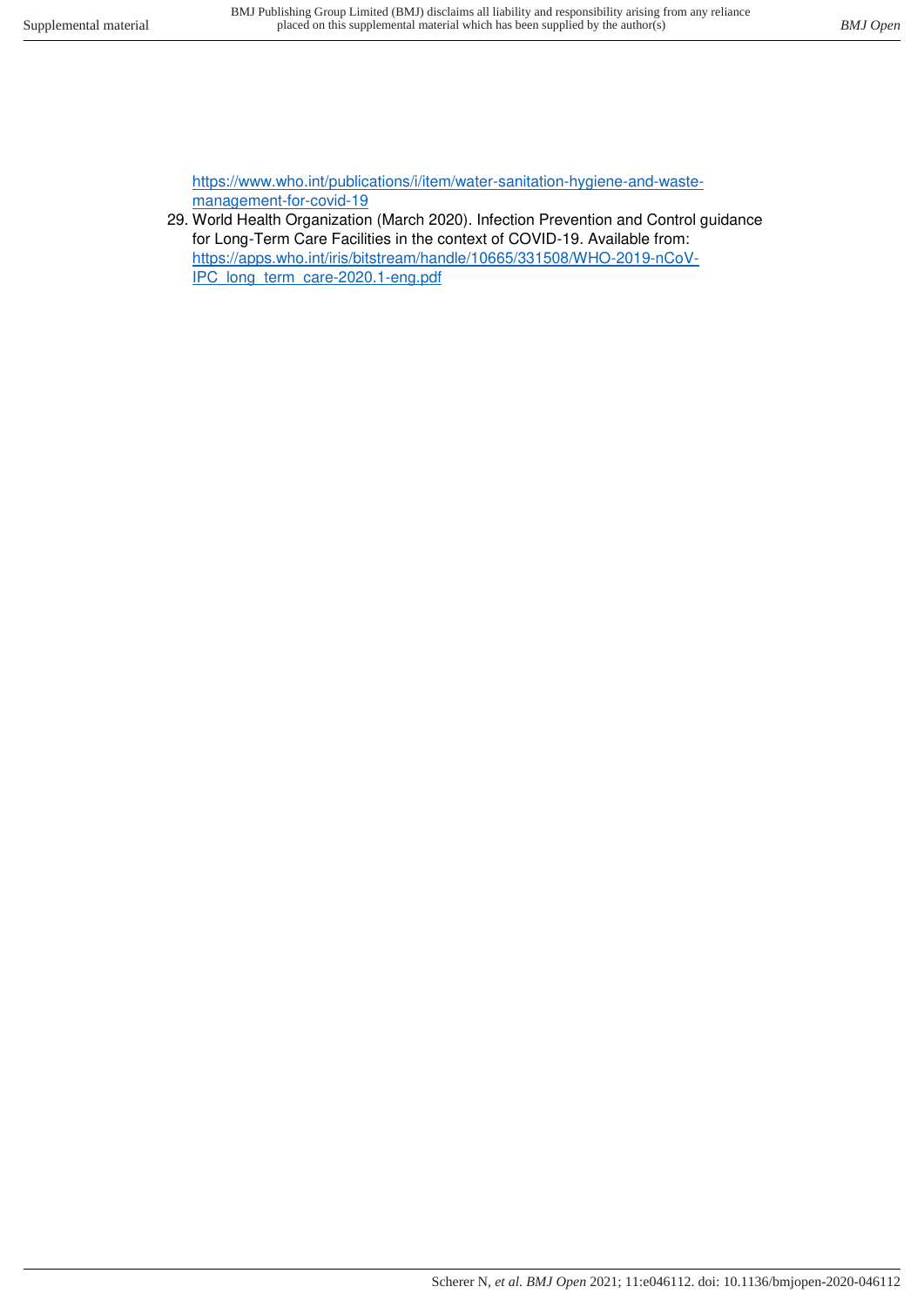https://www.who.int/publications/i/item/water-sanitation-hygiene-and-waste-management-for-covid-19

29. World Health Organization (March 2020). Infection Prevention and Control guidance for Long-Term Care Facilities in the context of COVID-19. Available from: https://apps.who.int/iris/bitstream/handle/10665/331508/WHO-2019-nCoV-IPC_long_term_care-2020.1-eng.pdf